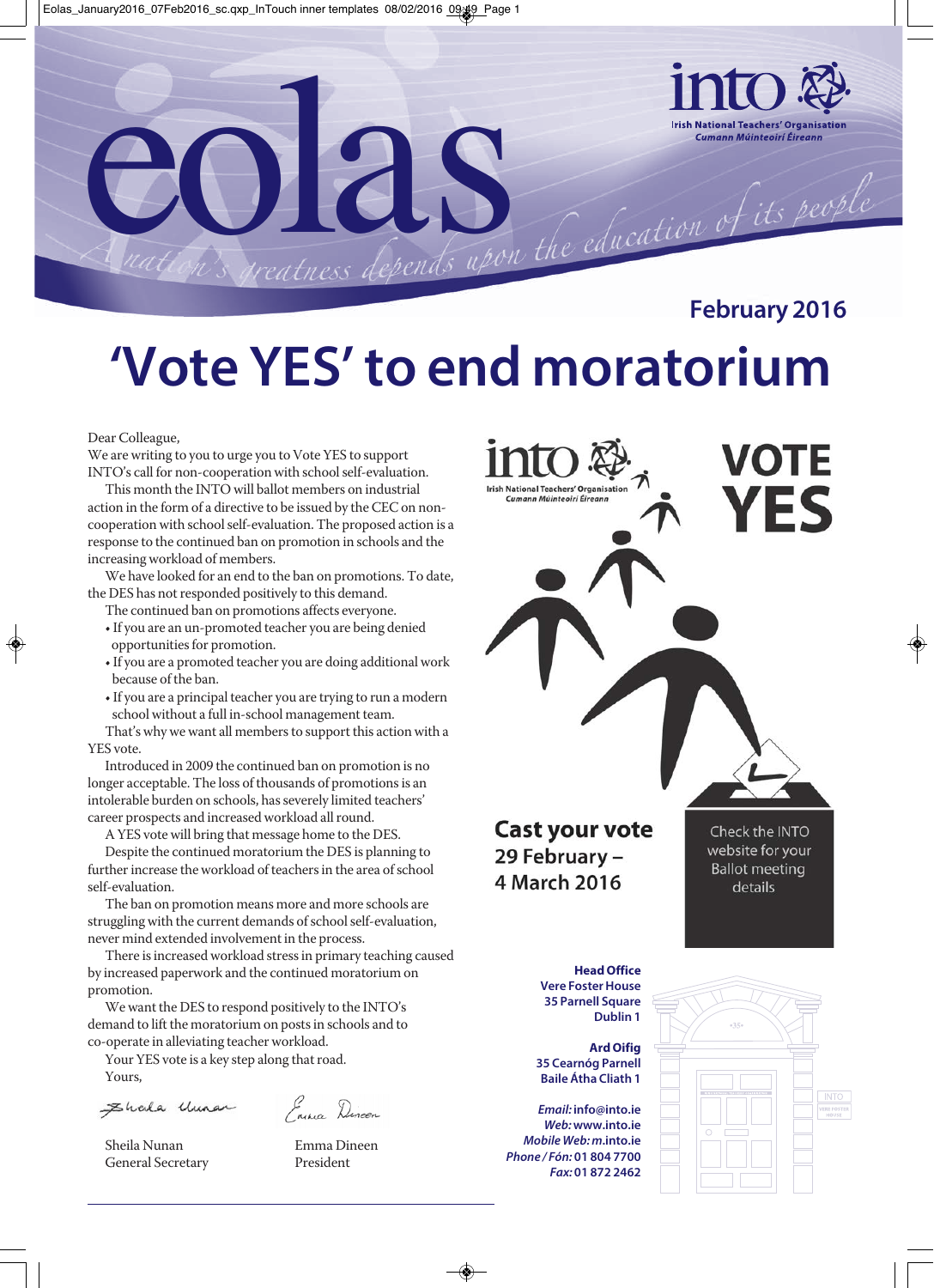# eolas

**into** Irish National Teachers' Organisation
*Cumann Múinteoirí Éireann*

*A nation's greatness depends upon the education of its people*

**February 2016**

# 'Vote YES' to end moratorium

Dear Colleague,

We are writing to you to urge you to Vote YES to support INTO's call for non-cooperation with school self-evaluation.

This month the INTO will ballot members on industrial action in the form of a directive to be issued by the CEC on non-cooperation with school self-evaluation. The proposed action is a response to the continued ban on promotion in schools and the increasing workload of members.

We have looked for an end to the ban on promotions. To date, the DES has not responded positively to this demand.

The continued ban on promotions affects everyone.

- If you are an un-promoted teacher you are being denied opportunities for promotion.
- If you are a promoted teacher you are doing additional work because of the ban.
- If you are a principal teacher you are trying to run a modern school without a full in-school management team.

That's why we want all members to support this action with a YES vote.

Introduced in 2009 the continued ban on promotion is no longer acceptable. The loss of thousands of promotions is an intolerable burden on schools, has severely limited teachers' career prospects and increased workload all round.

A YES vote will bring that message home to the DES.

Despite the continued moratorium the DES is planning to further increase the workload of teachers in the area of school self-evaluation.

The ban on promotion means more and more schools are struggling with the current demands of school self-evaluation, never mind extended involvement in the process.

There is increased workload stress in primary teaching caused by increased paperwork and the continued moratorium on promotion.

We want the DES to respond positively to the INTO's demand to lift the moratorium on posts in schools and to co-operate in alleviating teacher workload.

Your YES vote is a key step along that road.

Yours,

Sheila Nunan
General Secretary

Emma Dineen
President

**into** Irish National Teachers' Organisation
*Cumann Múinteoirí Éireann*

**VOTE YES**

**Cast your vote**
**29 February – 4 March 2016**

Check the INTO website for your Ballot meeting details

**Head Office**
**Vere Foster House**
**35 Parnell Square**
**Dublin 1**

**Ard Oifig**
**35 Cearnóg Parnell**
**Baile Átha Cliath 1**

***Email:*** **info@into.ie**
***Web:*** **www.into.ie**
***Mobile Web:*** ***m*.into.ie**
***Phone / Fón:*** **01 804 7700**
***Fax:*** **01 872 2462**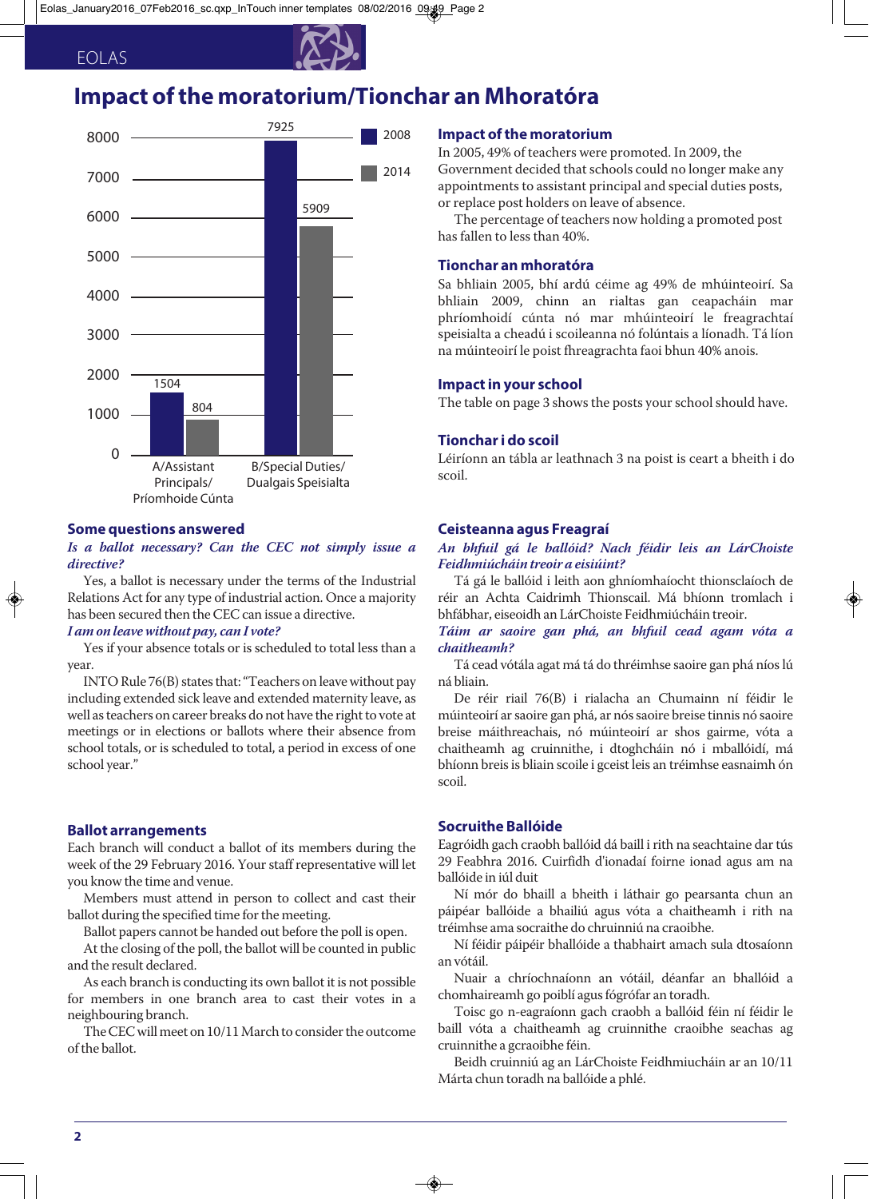# Impact of the moratorium/Tionchar an Mhoratóra

| | 2008 | 2014 |
|---|---|---|
| A/Assistant Principals/ Príomhoide Cúnta | 1504 | 804 |
| B/Special Duties/ Dualgais Speisialta | 7925 | 5909 |

## Impact of the moratorium

In 2005, 49% of teachers were promoted. In 2009, the Government decided that schools could no longer make any appointments to assistant principal and special duties posts, or replace post holders on leave of absence.

The percentage of teachers now holding a promoted post has fallen to less than 40%.

## Tionchar an mhoratóra

Sa bhliain 2005, bhí ardú céime ag 49% de mhúinteoirí. Sa bhliain 2009, chinn an rialtas gan ceapacháin mar phríomhoidí cúnta nó mar mhúinteoirí le freagrachtaí speisialta a cheadú i scoileanna nó folúntais a líonadh. Tá líon na múinteoirí le poist fhreagrachta faoi bhun 40% anois.

## Impact in your school

The table on page 3 shows the posts your school should have.

## Tionchar i do scoil

Léiríonn an tábla ar leathanach 3 na poist is ceart a bheith i do scoil.

## Some questions answered

***Is a ballot necessary? Can the CEC not simply issue a directive?***

Yes, a ballot is necessary under the terms of the Industrial Relations Act for any type of industrial action. Once a majority has been secured then the CEC can issue a directive.

***I am on leave without pay, can I vote?***

Yes if your absence totals or is scheduled to total less than a year.

INTO Rule 76(B) states that: "Teachers on leave without pay including extended sick leave and extended maternity leave, as well as teachers on career breaks do not have the right to vote at meetings or in elections or ballots where their absence from school totals, or is scheduled to total, a period in excess of one school year."

## Ceisteanna agus Freagraí

***An bhfuil gá le ballóid? Nach féidir leis an LárChoiste Feidhmiúcháin treoir a eisiúint?***

Tá gá le ballóid i leith aon ghníomhaíocht thionsclaíoch de réir an Achta Caidrimh Thionscail. Má bhíonn tromlach i bhfábhar, eiseoidh an LárChoiste Feidhmiúcháin treoir.

***Táim ar saoire gan phá, an bhfuil cead agam vóta a chaitheamh?***

Tá cead vótála agat má tá do thréimhse saoire gan phá níos lú ná bliain.

De réir riail 76(B) i rialacha an Chumainn ní féidir le múinteoirí ar saoire gan phá, ar nós saoire breise tinnis nó saoire breise máithreachais, nó múinteoirí ar shos gairme, vóta a chaitheamh ag cruinnithe, i dtoghcháin nó i mballóidí, má bhíonn breis is bliain scoile i gceist leis an tréimhse easnaimh ón scoil.

## Ballot arrangements

Each branch will conduct a ballot of its members during the week of the 29 February 2016. Your staff representative will let you know the time and venue.

Members must attend in person to collect and cast their ballot during the specified time for the meeting.

Ballot papers cannot be handed out before the poll is open.

At the closing of the poll, the ballot will be counted in public and the result declared.

As each branch is conducting its own ballot it is not possible for members in one branch area to cast their votes in a neighbouring branch.

The CEC will meet on 10/11 March to consider the outcome of the ballot.

## Socruithe Ballóide

Eagróidh gach craobh ballóid dá baill i rith na seachtaine dar tús 29 Feabhra 2016. Cuirfidh d'ionadaí foirne ionad agus am na ballóide in iúl duit

Ní mór do bhaill a bheith i láthair go pearsanta chun an páipéar ballóide a bhailiú agus vóta a chaitheamh i rith na tréimhse ama socraithe do chruinniú na craoibhe.

Ní féidir páipéir bhallóide a thabhairt amach sula dtosaíonn an vótáil.

Nuair a chríochnaíonn an vótáil, déanfar an bhallóid a chomhaireamh go poiblí agus fógrófar an toradh.

Toisc go n-eagraíonn gach craobh a ballóid féin ní féidir le baill vóta a chaitheamh ag cruinnithe craoibhe seachas ag cruinnithe a gcraoibhe féin.

Beidh cruinniú ag an LárChoiste Feidhmiucháin ar an 10/11 Márta chun toradh na ballóide a phlé.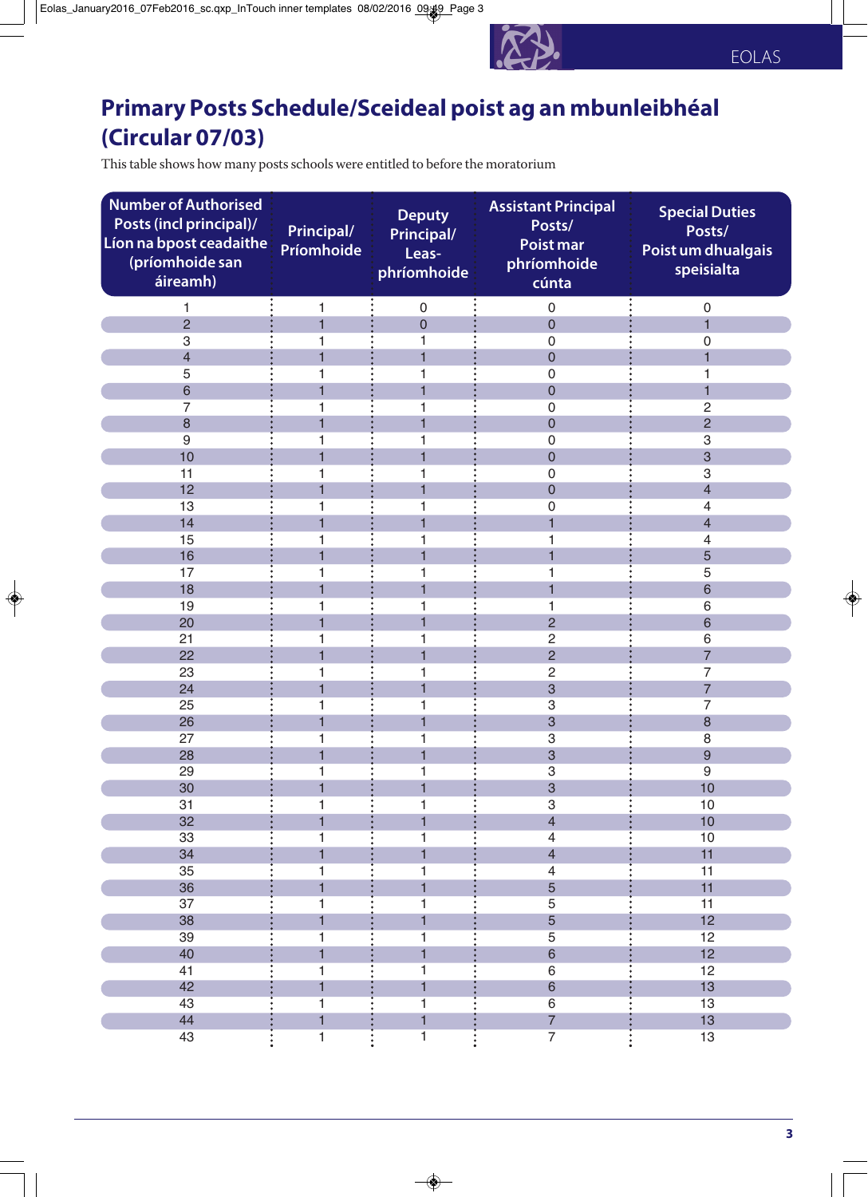# Primary Posts Schedule/Sceideal poist ag an mbunleibhéal (Circular 07/03)

This table shows how many posts schools were entitled to before the moratorium

| Number of Authorised Posts (incl principal)/ Líon na bpost ceadaithe (príomhoide san áireamh) | Principal/ Príomhoide | Deputy Principal/ Leas-phríomhoide | Assistant Principal Posts/ Poist mar phríomhoide cúnta | Special Duties Posts/ Poist um dhualgais speisialta |
|---|---|---|---|---|
| 1 | 1 | 0 | 0 | 0 |
| 2 | 1 | 0 | 0 | 1 |
| 3 | 1 | 1 | 0 | 0 |
| 4 | 1 | 1 | 0 | 1 |
| 5 | 1 | 1 | 0 | 1 |
| 6 | 1 | 1 | 0 | 1 |
| 7 | 1 | 1 | 0 | 2 |
| 8 | 1 | 1 | 0 | 2 |
| 9 | 1 | 1 | 0 | 3 |
| 10 | 1 | 1 | 0 | 3 |
| 11 | 1 | 1 | 0 | 3 |
| 12 | 1 | 1 | 0 | 4 |
| 13 | 1 | 1 | 0 | 4 |
| 14 | 1 | 1 | 1 | 4 |
| 15 | 1 | 1 | 1 | 4 |
| 16 | 1 | 1 | 1 | 5 |
| 17 | 1 | 1 | 1 | 5 |
| 18 | 1 | 1 | 1 | 6 |
| 19 | 1 | 1 | 1 | 6 |
| 20 | 1 | 1 | 2 | 6 |
| 21 | 1 | 1 | 2 | 6 |
| 22 | 1 | 1 | 2 | 7 |
| 23 | 1 | 1 | 2 | 7 |
| 24 | 1 | 1 | 3 | 7 |
| 25 | 1 | 1 | 3 | 7 |
| 26 | 1 | 1 | 3 | 8 |
| 27 | 1 | 1 | 3 | 8 |
| 28 | 1 | 1 | 3 | 9 |
| 29 | 1 | 1 | 3 | 9 |
| 30 | 1 | 1 | 3 | 10 |
| 31 | 1 | 1 | 3 | 10 |
| 32 | 1 | 1 | 4 | 10 |
| 33 | 1 | 1 | 4 | 10 |
| 34 | 1 | 1 | 4 | 11 |
| 35 | 1 | 1 | 4 | 11 |
| 36 | 1 | 1 | 5 | 11 |
| 37 | 1 | 1 | 5 | 11 |
| 38 | 1 | 1 | 5 | 12 |
| 39 | 1 | 1 | 5 | 12 |
| 40 | 1 | 1 | 6 | 12 |
| 41 | 1 | 1 | 6 | 12 |
| 42 | 1 | 1 | 6 | 13 |
| 43 | 1 | 1 | 6 | 13 |
| 44 | 1 | 1 | 7 | 13 |
| 43 | 1 | 1 | 7 | 13 |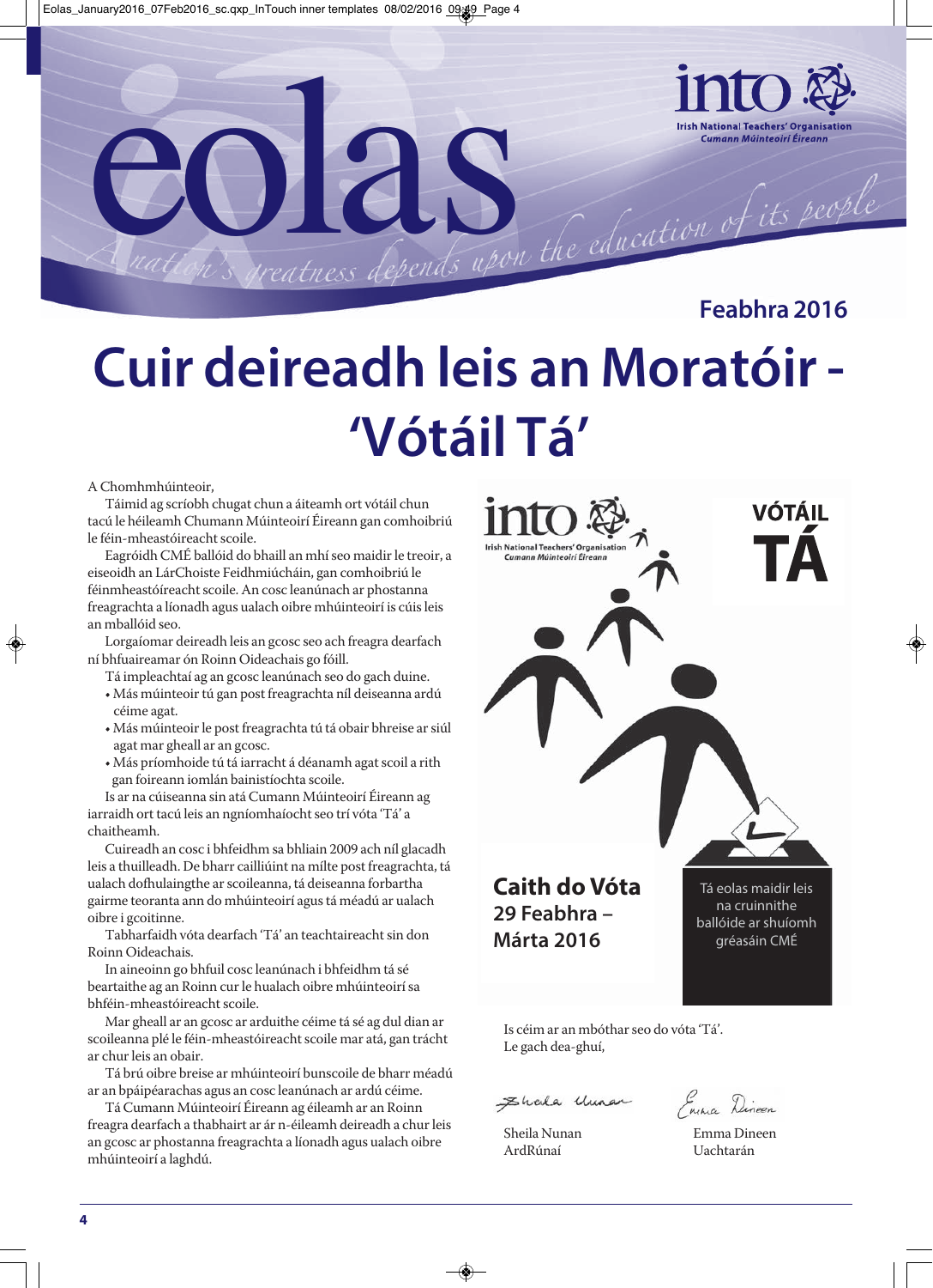eolas

A nation's greatness depends upon the education of its people

into — Irish National Teachers' Organisation — Cumann Múinteoirí Éireann

Feabhra 2016

# Cuir deireadh leis an Moratóir - 'Vótáil Tá'

A Chomhmhúinteoir,

Táimid ag scríobh chugat chun a áiteamh ort vótáil chun tacú le héileamh Chumann Múinteoirí Éireann gan comhoibriú le féin-mheastóireacht scoile.

Eagróidh CMÉ ballóid do bhaill an mhí seo maidir le treoir, a eiseoidh an LárChoiste Feidhmiúcháin, gan comhoibriú le féinmheastóireacht scoile. An cosc leanúnach ar phostanna freagrachta a líonadh agus ualach oibre mhúinteoirí is cúis leis an mballóid seo.

Lorgaíomar deireadh leis an gcosc seo ach freagra dearfach ní bhfuaireamar ón Roinn Oideachais go fóill.

Tá impleachtaí ag an gcosc leanúnach seo do gach duine.

- Más múinteoir tú gan post freagrachta níl deiseanna ardú céime agat.
- Más múinteoir le post freagrachta tú tá obair bhreise ar siúl agat mar gheall ar an gcosc.
- Más príomhoide tú tá iarracht á déanamh agat scoil a rith gan foireann iomlán bainistíochta scoile.

Is ar na cúiseanna sin atá Cumann Múinteoirí Éireann ag iarraidh ort tacú leis an ngníomhaíocht seo trí vóta 'Tá' a chaitheamh.

Cuireadh an cosc i bhfeidhm sa bhliain 2009 ach níl glacadh leis a thuilleadh. De bharr cailliúint na mílte post freagrachta, tá ualach dofhulaingthe ar scoileanna, tá deiseanna forbartha gairme teoranta ann do mhúinteoirí agus tá méadú ar ualach oibre i gcoitinne.

Tabharfaidh vóta dearfach 'Tá' an teachtaireacht sin don Roinn Oideachais.

In aineoinn go bhfuil cosc leanúnach i bhfeidhm tá sé beartaithe ag an Roinn cur le hualach oibre mhúinteoirí sa bhféin-mheastóireacht scoile.

Mar gheall ar an gcosc ar arduithe céime tá sé ag dul dian ar scoileanna plé le féin-mheastóireacht scoile mar atá, gan trácht ar chur leis an obair.

Tá brú oibre breise ar mhúinteoirí bunscoile de bharr méadú ar an bpáipéarachas agus an cosc leanúnach ar ardú céime.

Tá Cumann Múinteoirí Éireann ag éileamh ar an Roinn freagra dearfach a thabhairt ar ár n-éileamh deireadh a chur leis an gcosc ar phostanna freagrachta a líonadh agus ualach oibre mhúinteoirí a laghdú.

into — Irish National Teachers' Organisation — Cumann Múinteoirí Éireann

**VÓTÁIL TÁ**

**Caith do Vóta**
**29 Feabhra – Márta 2016**

Tá eolas maidir leis na cruinnithe ballóide ar shuíomh gréasáin CMÉ

Is céim ar an mbóthar seo do vóta 'Tá'.
Le gach dea-ghuí,

Sheila Nunan
ArdRúnaí

Emma Dineen
Uachtarán